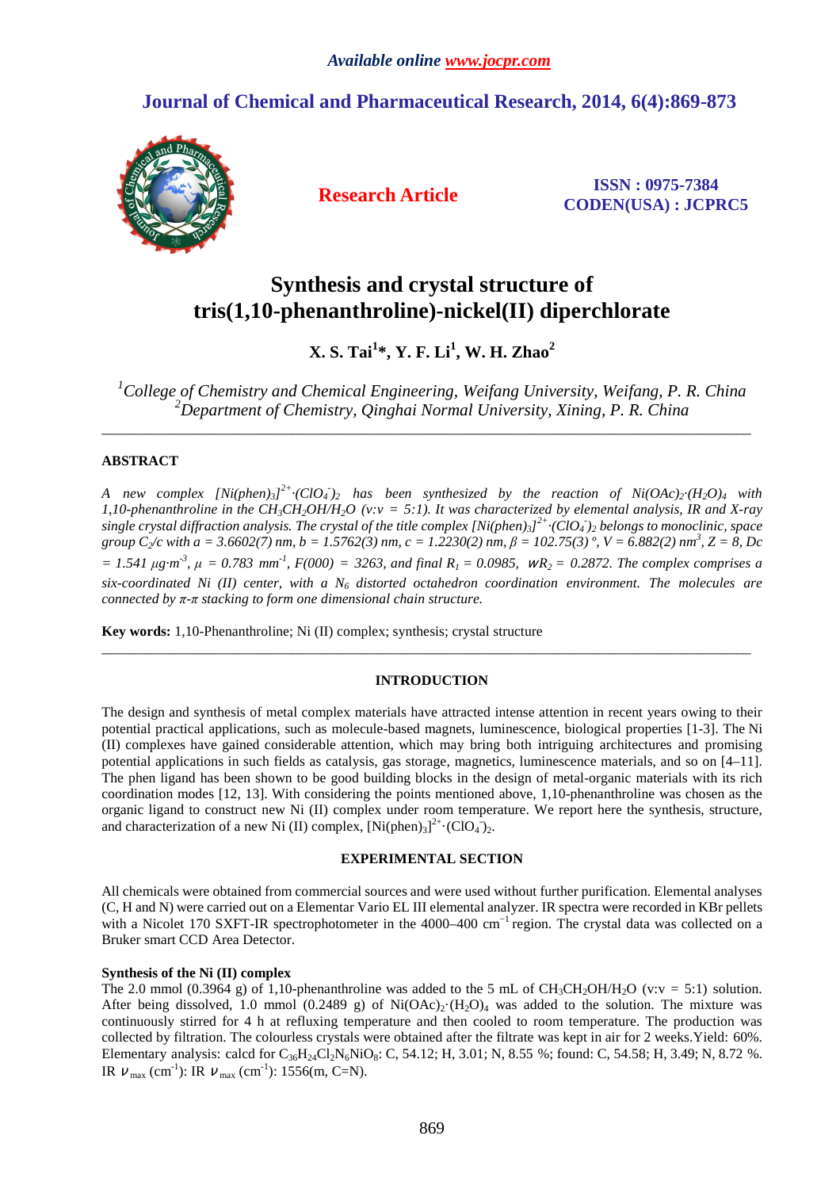*Available online www.jocpr.com*

## Journal of Chemical and Pharmaceutical Research, 2014, 6(4):869-873

**Research Article**

**ISSN : 0975-7384**
**CODEN(USA) : JCPRC5**

# Synthesis and crystal structure of tris(1,10-phenanthroline)-nickel(II) diperchlorate

**X. S. Tai[1]\*, Y. F. Li[1], W. H. Zhao[2]**

*[1]College of Chemistry and Chemical Engineering, Weifang University, Weifang, P. R. China*
*[2]Department of Chemistry, Qinghai Normal University, Xining, P. R. China*

---

## ABSTRACT

*A new complex $[Ni(phen)_3]^{2+}\cdot(ClO_4^-)_2$ has been synthesized by the reaction of $Ni(OAc)_2\cdot(H_2O)_4$ with 1,10-phenanthroline in the $CH_3CH_2OH/H_2O$ (v:v = 5:1). It was characterized by elemental analysis, IR and X-ray single crystal diffraction analysis. The crystal of the title complex $[Ni(phen)_3]^{2+}\cdot(ClO_4^-)_2$ belongs to monoclinic, space group $C_2/c$ with a = 3.6602(7) nm, b = 1.5762(3) nm, c = 1.2230(2) nm, β = 102.75(3) º, V = 6.882(2) nm$^3$, Z = 8, Dc = 1.541 μg·m$^{-3}$, μ = 0.783 mm$^{-1}$, F(000) = 3263, and final $R_1$ = 0.0985, $wR_2$ = 0.2872. The complex comprises a six-coordinated Ni (II) center, with a $N_6$ distorted octahedron coordination environment. The molecules are connected by π-π stacking to form one dimensional chain structure.*

**Key words:** 1,10-Phenanthroline; Ni (II) complex; synthesis; crystal structure

---

## INTRODUCTION

The design and synthesis of metal complex materials have attracted intense attention in recent years owing to their potential practical applications, such as molecule-based magnets, luminescence, biological properties [1-3]. The Ni (II) complexes have gained considerable attention, which may bring both intriguing architectures and promising potential applications in such fields as catalysis, gas storage, magnetics, luminescence materials, and so on [4–11]. The phen ligand has been shown to be good building blocks in the design of metal-organic materials with its rich coordination modes [12, 13]. With considering the points mentioned above, 1,10-phenanthroline was chosen as the organic ligand to construct new Ni (II) complex under room temperature. We report here the synthesis, structure, and characterization of a new Ni (II) complex, $[Ni(phen)_3]^{2+}\cdot(ClO_4^-)_2$.

## EXPERIMENTAL SECTION

All chemicals were obtained from commercial sources and were used without further purification. Elemental analyses (C, H and N) were carried out on a Elementar Vario EL III elemental analyzer. IR spectra were recorded in KBr pellets with a Nicolet 170 SXFT-IR spectrophotometer in the 4000–400 cm$^{-1}$ region. The crystal data was collected on a Bruker smart CCD Area Detector.

### Synthesis of the Ni (II) complex

The 2.0 mmol (0.3964 g) of 1,10-phenanthroline was added to the 5 mL of $CH_3CH_2OH/H_2O$ (v:v = 5:1) solution. After being dissolved, 1.0 mmol (0.2489 g) of $Ni(OAc)_2\cdot(H_2O)_4$ was added to the solution. The mixture was continuously stirred for 4 h at refluxing temperature and then cooled to room temperature. The production was collected by filtration. The colourless crystals were obtained after the filtrate was kept in air for 2 weeks.Yield: 60%. Elementary analysis: calcd for $C_{36}H_{24}Cl_2N_6NiO_8$: C, 54.12; H, 3.01; N, 8.55 %; found: C, 54.58; H, 3.49; N, 8.72 %. IR $\nu_{max}$ (cm$^{-1}$): IR $\nu_{max}$ (cm$^{-1}$): 1556(m, C=N).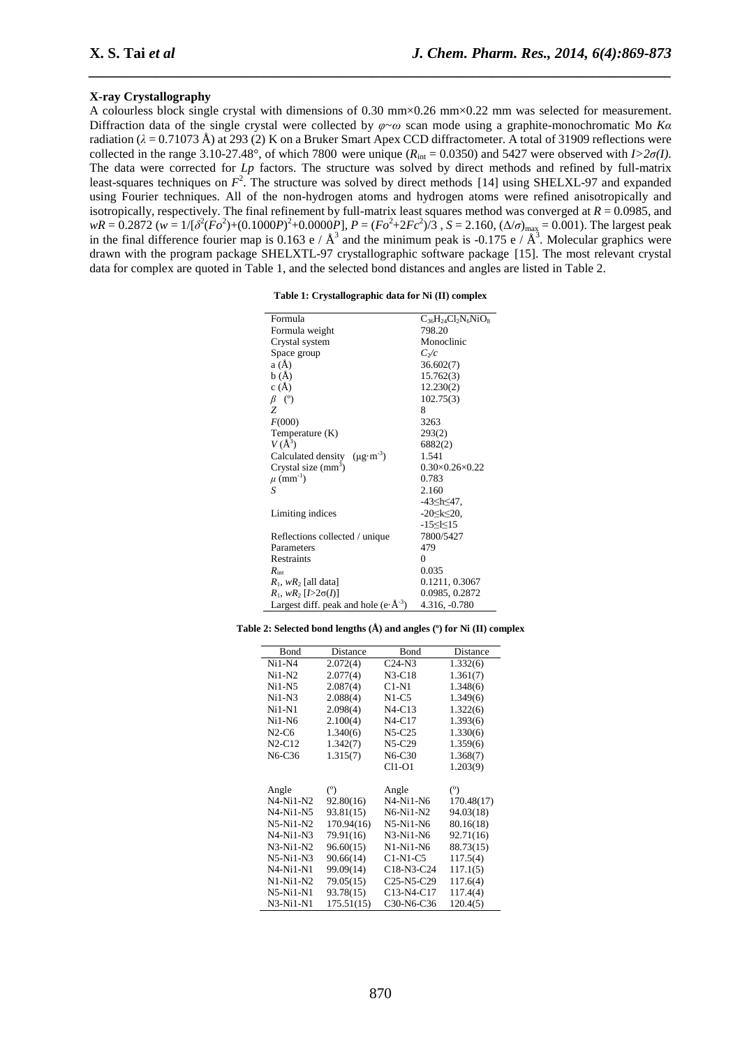### X-ray Crystallography

A colourless block single crystal with dimensions of 0.30 mm×0.26 mm×0.22 mm was selected for measurement. Diffraction data of the single crystal were collected by $\varphi \sim \omega$ scan mode using a graphite-monochromatic Mo $K\alpha$ radiation ($\lambda$ = 0.71073 Å) at 293 (2) K on a Bruker Smart Apex CCD diffractometer. A total of 31909 reflections were collected in the range 3.10-27.48°, of which 7800 were unique ($R_{int}$ = 0.0350) and 5427 were observed with $I>2\sigma(I)$. The data were corrected for *Lp* factors. The structure was solved by direct methods and refined by full-matrix least-squares techniques on $F^2$. The structure was solved by direct methods [14] using SHELXL-97 and expanded using Fourier techniques. All of the non-hydrogen atoms and hydrogen atoms were refined anisotropically and isotropically, respectively. The final refinement by full-matrix least squares method was converged at $R$ = 0.0985, and $wR$ = 0.2872 ($w = 1/[\delta^2(Fo^2)+(0.1000P)^2+0.0000P]$, $P = (Fo^2+2Fc^2)/3$ , $S$ = 2.160, $(\Delta/\sigma)_{max}$ = 0.001). The largest peak in the final difference fourier map is 0.163 e / Å$^3$ and the minimum peak is -0.175 e / Å$^3$. Molecular graphics were drawn with the program package SHELXTL-97 crystallographic software package [15]. The most relevant crystal data for complex are quoted in Table 1, and the selected bond distances and angles are listed in Table 2.

**Table 1: Crystallographic data for Ni (II) complex**

| | |
|---|---|
| Formula | $C_{36}H_{24}Cl_2N_6NiO_8$ |
| Formula weight | 798.20 |
| Crystal system | Monoclinic |
| Space group | $C_2/c$ |
| a (Å) | 36.602(7) |
| b (Å) | 15.762(3) |
| c (Å) | 12.230(2) |
| $\beta$ (°) | 102.75(3) |
| $Z$ | 8 |
| $F(000)$ | 3263 |
| Temperature (K) | 293(2) |
| $V$ (Å$^3$) | 6882(2) |
| Calculated density (μg·m$^{-3}$) | 1.541 |
| Crystal size (mm$^3$) | 0.30×0.26×0.22 |
| $\mu$ (mm$^{-1}$) | 0.783 |
| $S$ | 2.160 |
| Limiting indices | $-43 \le h \le 47$, $-20 \le k \le 20$, $-15 \le l \le 15$ |
| Reflections collected / unique | 7800/5427 |
| Parameters | 479 |
| Restraints | 0 |
| $R_{int}$ | 0.035 |
| $R_1$, $wR_2$ [all data] | 0.1211, 0.3067 |
| $R_1$, $wR_2$ [$I>2\sigma(I)$] | 0.0985, 0.2872 |
| Largest diff. peak and hole (e·Å$^{-3}$) | 4.316, -0.780 |

**Table 2: Selected bond lengths (Å) and angles (°) for Ni (II) complex**

| Bond | Distance | Bond | Distance |
|---|---|---|---|
| Ni1-N4 | 2.072(4) | C24-N3 | 1.332(6) |
| Ni1-N2 | 2.077(4) | N3-C18 | 1.361(7) |
| Ni1-N5 | 2.087(4) | C1-N1 | 1.348(6) |
| Ni1-N3 | 2.088(4) | N1-C5 | 1.349(6) |
| Ni1-N1 | 2.098(4) | N4-C13 | 1.322(6) |
| Ni1-N6 | 2.100(4) | N4-C17 | 1.393(6) |
| N2-C6 | 1.340(6) | N5-C25 | 1.330(6) |
| N2-C12 | 1.342(7) | N5-C29 | 1.359(6) |
| N6-C36 | 1.315(7) | N6-C30 | 1.368(7) |
| | | Cl1-O1 | 1.203(9) |
| **Angle** | **(°)** | **Angle** | **(°)** |
| N4-Ni1-N2 | 92.80(16) | N4-Ni1-N6 | 170.48(17) |
| N4-Ni1-N5 | 93.81(15) | N6-Ni1-N2 | 94.03(18) |
| N5-Ni1-N2 | 170.94(16) | N5-Ni1-N6 | 80.16(18) |
| N4-Ni1-N3 | 79.91(16) | N3-Ni1-N6 | 92.71(16) |
| N3-Ni1-N2 | 96.60(15) | N1-Ni1-N6 | 88.73(15) |
| N5-Ni1-N3 | 90.66(14) | C1-N1-C5 | 117.5(4) |
| N4-Ni1-N1 | 99.09(14) | C18-N3-C24 | 117.1(5) |
| N1-Ni1-N2 | 79.05(15) | C25-N5-C29 | 117.6(4) |
| N5-Ni1-N1 | 93.78(15) | C13-N4-C17 | 117.4(4) |
| N3-Ni1-N1 | 175.51(15) | C30-N6-C36 | 120.4(5) |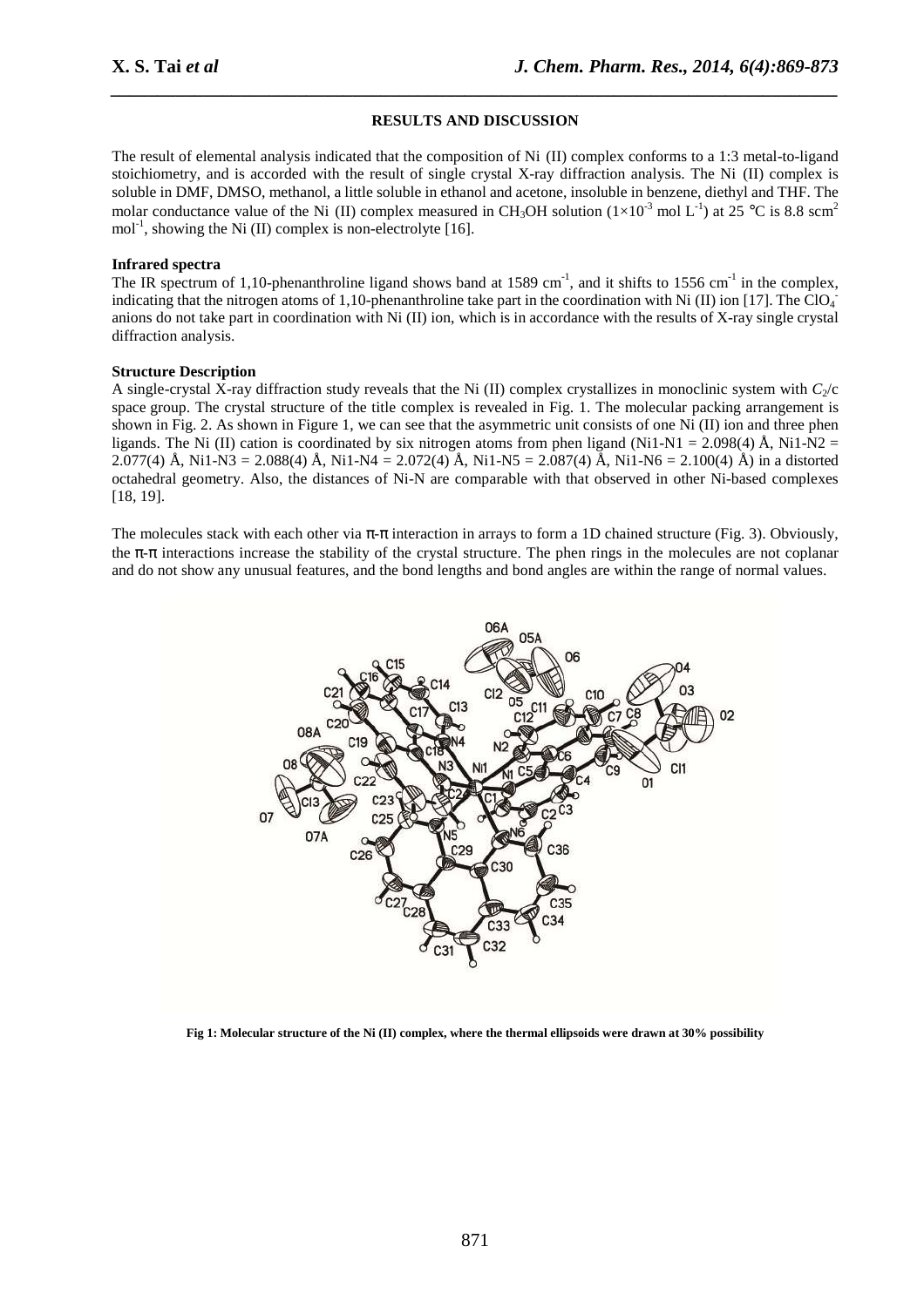## RESULTS AND DISCUSSION

The result of elemental analysis indicated that the composition of Ni (II) complex conforms to a 1:3 metal-to-ligand stoichiometry, and is accorded with the result of single crystal X-ray diffraction analysis. The Ni (II) complex is soluble in DMF, DMSO, methanol, a little soluble in ethanol and acetone, insoluble in benzene, diethyl and THF. The molar conductance value of the Ni (II) complex measured in $CH_3OH$ solution ($1\times10^{-3}$ mol $L^{-1}$) at 25 °C is 8.8 $scm^2$ $mol^{-1}$, showing the Ni (II) complex is non-electrolyte [16].

### Infrared spectra

The IR spectrum of 1,10-phenanthroline ligand shows band at 1589 $cm^{-1}$, and it shifts to 1556 $cm^{-1}$ in the complex, indicating that the nitrogen atoms of 1,10-phenanthroline take part in the coordination with Ni (II) ion [17]. The $ClO_4^-$ anions do not take part in coordination with Ni (II) ion, which is in accordance with the results of X-ray single crystal diffraction analysis.

### Structure Description

A single-crystal X-ray diffraction study reveals that the Ni (II) complex crystallizes in monoclinic system with $C_2/c$ space group. The crystal structure of the title complex is revealed in Fig. 1. The molecular packing arrangement is shown in Fig. 2. As shown in Figure 1, we can see that the asymmetric unit consists of one Ni (II) ion and three phen ligands. The Ni (II) cation is coordinated by six nitrogen atoms from phen ligand (Ni1-N1 = 2.098(4) Å, Ni1-N2 = 2.077(4) Å, Ni1-N3 = 2.088(4) Å, Ni1-N4 = 2.072(4) Å, Ni1-N5 = 2.087(4) Å, Ni1-N6 = 2.100(4) Å) in a distorted octahedral geometry. Also, the distances of Ni-N are comparable with that observed in other Ni-based complexes [18, 19].

The molecules stack with each other via π-π interaction in arrays to form a 1D chained structure (Fig. 3). Obviously, the π-π interactions increase the stability of the crystal structure. The phen rings in the molecules are not coplanar and do not show any unusual features, and the bond lengths and bond angles are within the range of normal values.

**Fig 1: Molecular structure of the Ni (II) complex, where the thermal ellipsoids were drawn at 30% possibility**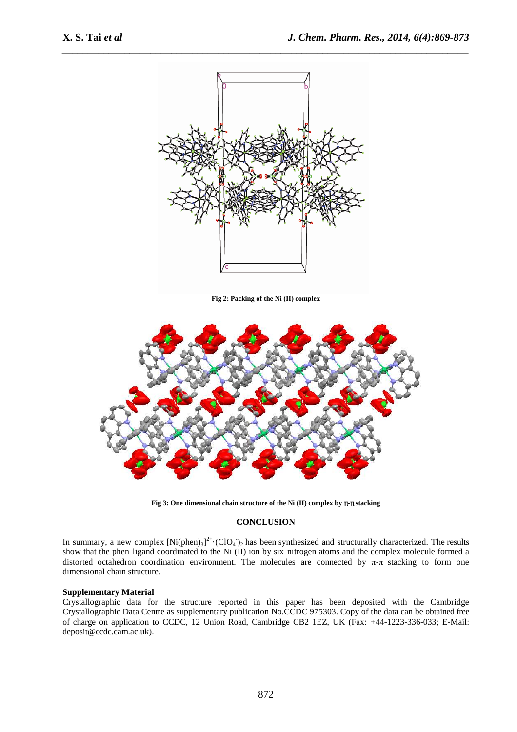Fig 2: Packing of the Ni (II) complex

Fig 3: One dimensional chain structure of the Ni (II) complex by π-π stacking

## CONCLUSION

In summary, a new complex $[Ni(phen)_3]^{2+}\cdot(ClO_4^-)_2$ has been synthesized and structurally characterized. The results show that the phen ligand coordinated to the Ni (II) ion by six nitrogen atoms and the complex molecule formed a distorted octahedron coordination environment. The molecules are connected by π-π stacking to form one dimensional chain structure.

**Supplementary Material**

Crystallographic data for the structure reported in this paper has been deposited with the Cambridge Crystallographic Data Centre as supplementary publication No.CCDC 975303. Copy of the data can be obtained free of charge on application to CCDC, 12 Union Road, Cambridge CB2 1EZ, UK (Fax: +44-1223-336-033; E-Mail: deposit@ccdc.cam.ac.uk).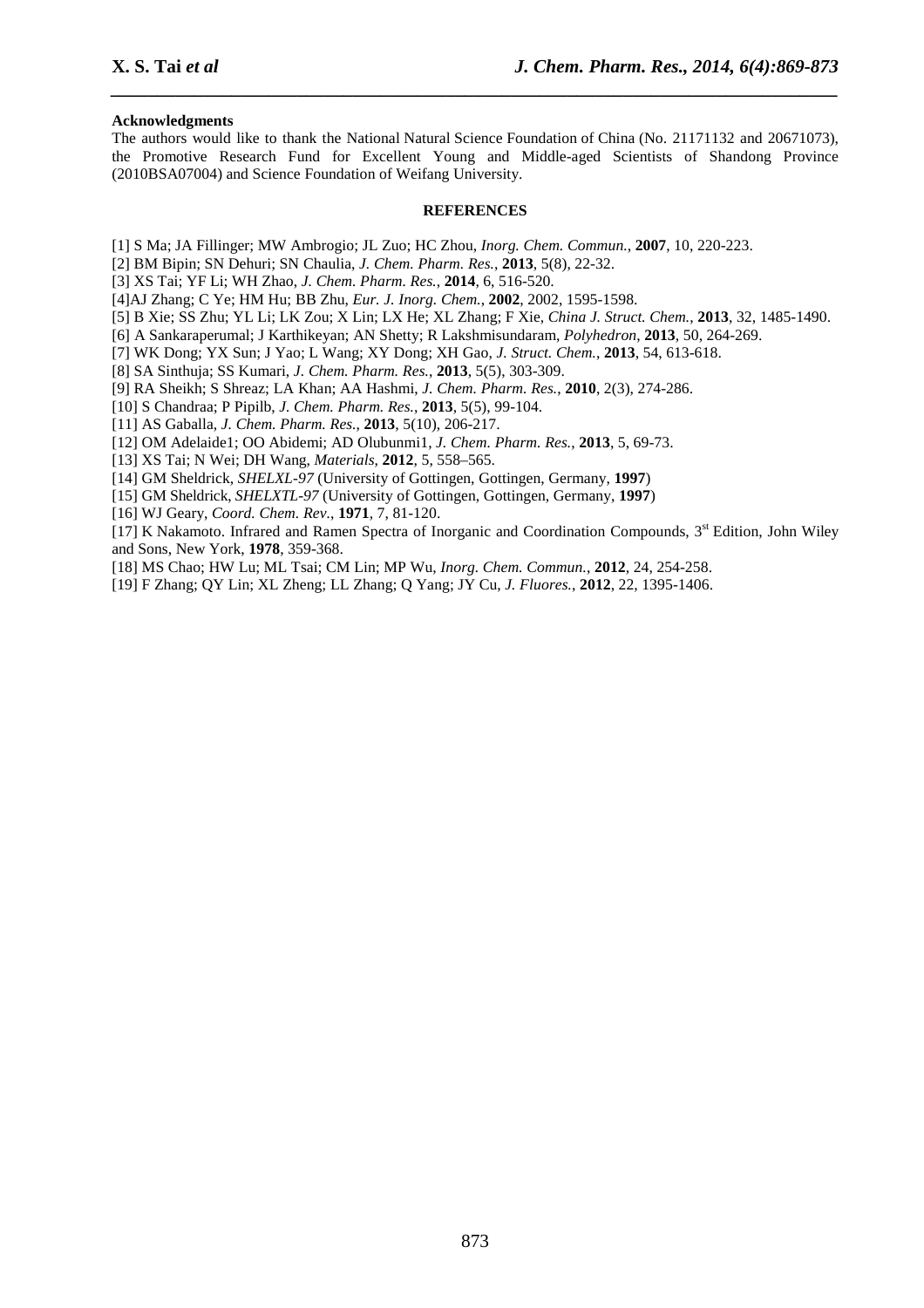**Acknowledgments**

The authors would like to thank the National Natural Science Foundation of China (No. 21171132 and 20671073), the Promotive Research Fund for Excellent Young and Middle-aged Scientists of Shandong Province (2010BSA07004) and Science Foundation of Weifang University.

## REFERENCES

[1] S Ma; JA Fillinger; MW Ambrogio; JL Zuo; HC Zhou, *Inorg. Chem. Commun.*, **2007**, 10, 220-223.

[2] BM Bipin; SN Dehuri; SN Chaulia, *J. Chem. Pharm. Res.*, **2013**, 5(8), 22-32.

[3] XS Tai; YF Li; WH Zhao, *J. Chem. Pharm. Res.*, **2014**, 6, 516-520.

[4]AJ Zhang; C Ye; HM Hu; BB Zhu, *Eur. J. Inorg. Chem.*, **2002**, 2002, 1595-1598.

[5] B Xie; SS Zhu; YL Li; LK Zou; X Lin; LX He; XL Zhang; F Xie, *China J. Struct. Chem.*, **2013**, 32, 1485-1490.

[6] A Sankaraperumal; J Karthikeyan; AN Shetty; R Lakshmisundaram, *Polyhedron*, **2013**, 50, 264-269.

[7] WK Dong; YX Sun; J Yao; L Wang; XY Dong; XH Gao, *J. Struct. Chem.*, **2013**, 54, 613-618.

[8] SA Sinthuja; SS Kumari, *J. Chem. Pharm. Res.*, **2013**, 5(5), 303-309.

[9] RA Sheikh; S Shreaz; LA Khan; AA Hashmi, *J. Chem. Pharm. Res.*, **2010**, 2(3), 274-286.

[10] S Chandraa; P Pipilb, *J. Chem. Pharm. Res.*, **2013**, 5(5), 99-104.

[11] AS Gaballa, *J. Chem. Pharm. Res.*, **2013**, 5(10), 206-217.

[12] OM Adelaide1; OO Abidemi; AD Olubunmi1, *J. Chem. Pharm. Res.*, **2013**, 5, 69-73.

[13] XS Tai; N Wei; DH Wang, *Materials*, **2012**, 5, 558–565.

[14] GM Sheldrick, *SHELXL-97* (University of Gottingen, Gottingen, Germany, **1997**)

[15] GM Sheldrick, *SHELXTL-97* (University of Gottingen, Gottingen, Germany, **1997**)

[16] WJ Geary, *Coord. Chem. Rev.*, **1971**, 7, 81-120.

[17] K Nakamoto. Infrared and Ramen Spectra of Inorganic and Coordination Compounds, 3st Edition, John Wiley and Sons, New York, **1978**, 359-368.

[18] MS Chao; HW Lu; ML Tsai; CM Lin; MP Wu, *Inorg. Chem. Commun.*, **2012**, 24, 254-258.

[19] F Zhang; QY Lin; XL Zheng; LL Zhang; Q Yang; JY Cu, *J. Fluores.*, **2012**, 22, 1395-1406.